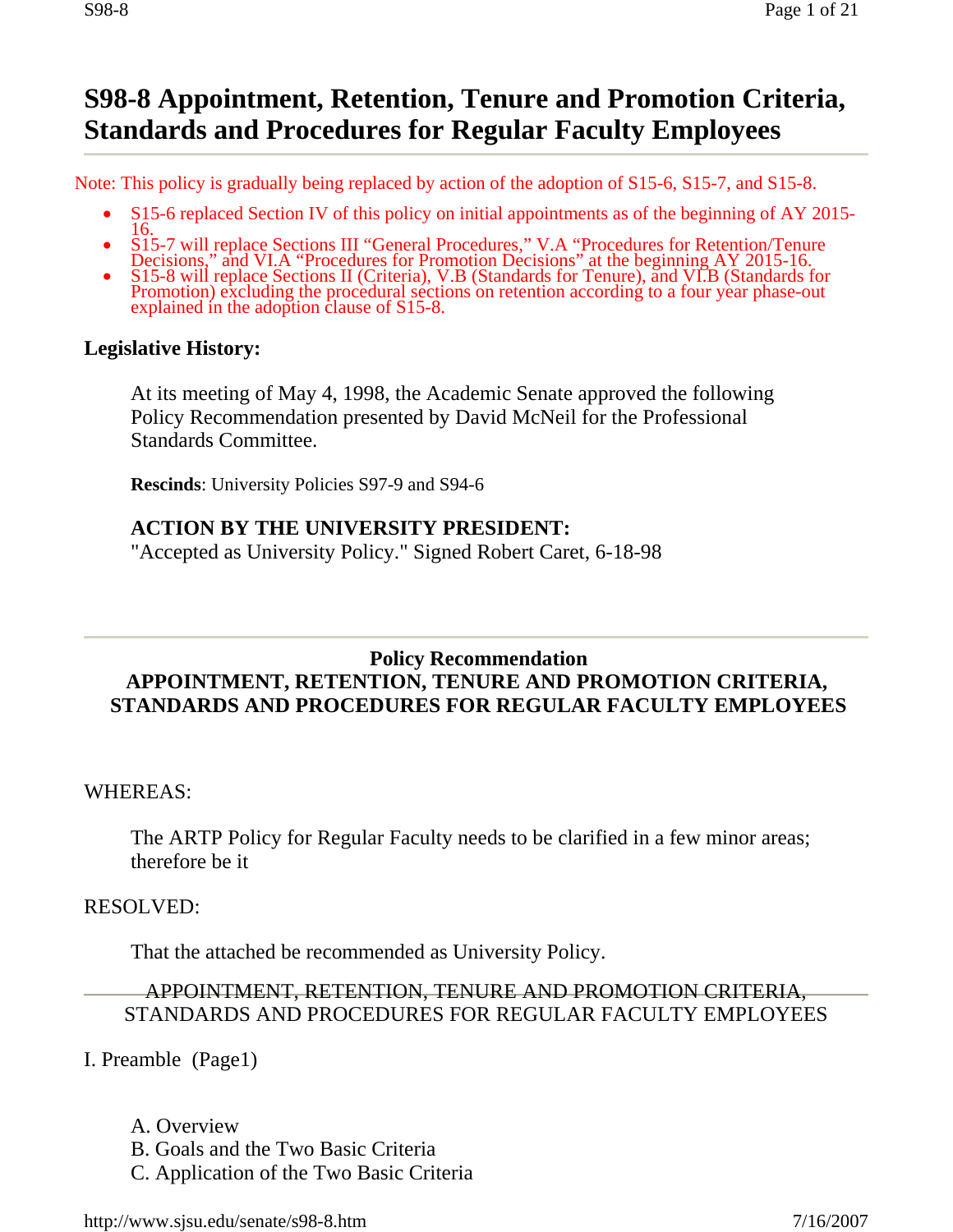# S98-8 Appointment, Retention, Tenure and Promotion Criteria, Standards and Procedures for Regular Faculty Employees

Note: This policy is gradually being replaced by action of the adoption of S15-6, S15-7, and S15-8.

- S15-6 replaced Section IV of this policy on initial appointments as of the beginning of AY 2015-16.
- S15-7 will replace Sections III "General Procedures," V.A "Procedures for Retention/Tenure Decisions," and VI.A "Procedures for Promotion Decisions" at the beginning AY 2015-16.
- S15-8 will replace Sections II (Criteria), V.B (Standards for Tenure), and VI.B (Standards for Promotion) excluding the procedural sections on retention according to a four year phase-out explained in the adoption clause of S15-8.

## Legislative History:

At its meeting of May 4, 1998, the Academic Senate approved the following Policy Recommendation presented by David McNeil for the Professional Standards Committee.

**Rescinds**: University Policies S97-9 and S94-6

**ACTION BY THE UNIVERSITY PRESIDENT:**
"Accepted as University Policy." Signed Robert Caret, 6-18-98

---

**Policy Recommendation**
**APPOINTMENT, RETENTION, TENURE AND PROMOTION CRITERIA, STANDARDS AND PROCEDURES FOR REGULAR FACULTY EMPLOYEES**

WHEREAS:

The ARTP Policy for Regular Faculty needs to be clarified in a few minor areas; therefore be it

RESOLVED:

That the attached be recommended as University Policy.

---

APPOINTMENT, RETENTION, TENURE AND PROMOTION CRITERIA, STANDARDS AND PROCEDURES FOR REGULAR FACULTY EMPLOYEES

I. Preamble (Page1)

A. Overview
B. Goals and the Two Basic Criteria
C. Application of the Two Basic Criteria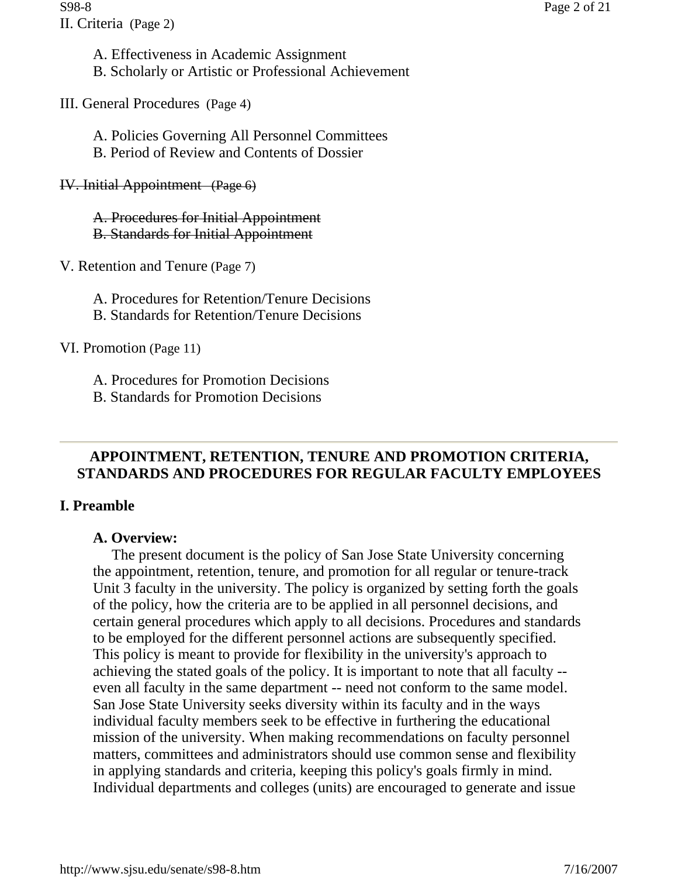II. Criteria (Page 2)

A. Effectiveness in Academic Assignment
B. Scholarly or Artistic or Professional Achievement

III. General Procedures (Page 4)

A. Policies Governing All Personnel Committees
B. Period of Review and Contents of Dossier

~~IV. Initial Appointment (Page 6)~~

~~A. Procedures for Initial Appointment~~
~~B. Standards for Initial Appointment~~

V. Retention and Tenure (Page 7)

A. Procedures for Retention/Tenure Decisions
B. Standards for Retention/Tenure Decisions

VI. Promotion (Page 11)

A. Procedures for Promotion Decisions
B. Standards for Promotion Decisions

---

## APPOINTMENT, RETENTION, TENURE AND PROMOTION CRITERIA, STANDARDS AND PROCEDURES FOR REGULAR FACULTY EMPLOYEES

## I. Preamble

### A. Overview:

The present document is the policy of San Jose State University concerning the appointment, retention, tenure, and promotion for all regular or tenure-track Unit 3 faculty in the university. The policy is organized by setting forth the goals of the policy, how the criteria are to be applied in all personnel decisions, and certain general procedures which apply to all decisions. Procedures and standards to be employed for the different personnel actions are subsequently specified. This policy is meant to provide for flexibility in the university's approach to achieving the stated goals of the policy. It is important to note that all faculty -- even all faculty in the same department -- need not conform to the same model. San Jose State University seeks diversity within its faculty and in the ways individual faculty members seek to be effective in furthering the educational mission of the university. When making recommendations on faculty personnel matters, committees and administrators should use common sense and flexibility in applying standards and criteria, keeping this policy's goals firmly in mind. Individual departments and colleges (units) are encouraged to generate and issue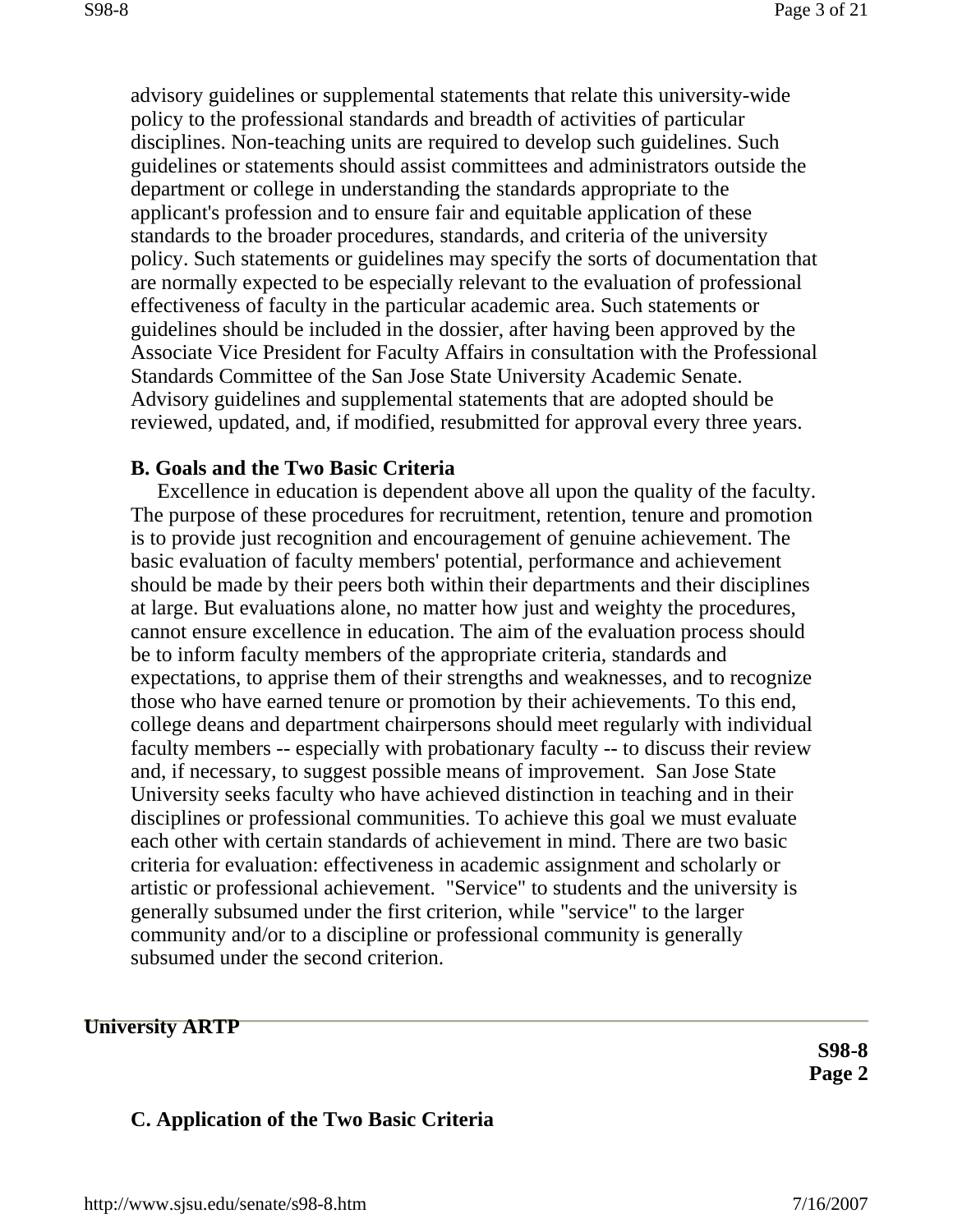advisory guidelines or supplemental statements that relate this university-wide policy to the professional standards and breadth of activities of particular disciplines. Non-teaching units are required to develop such guidelines. Such guidelines or statements should assist committees and administrators outside the department or college in understanding the standards appropriate to the applicant's profession and to ensure fair and equitable application of these standards to the broader procedures, standards, and criteria of the university policy. Such statements or guidelines may specify the sorts of documentation that are normally expected to be especially relevant to the evaluation of professional effectiveness of faculty in the particular academic area. Such statements or guidelines should be included in the dossier, after having been approved by the Associate Vice President for Faculty Affairs in consultation with the Professional Standards Committee of the San Jose State University Academic Senate. Advisory guidelines and supplemental statements that are adopted should be reviewed, updated, and, if modified, resubmitted for approval every three years.

### B. Goals and the Two Basic Criteria

Excellence in education is dependent above all upon the quality of the faculty. The purpose of these procedures for recruitment, retention, tenure and promotion is to provide just recognition and encouragement of genuine achievement. The basic evaluation of faculty members' potential, performance and achievement should be made by their peers both within their departments and their disciplines at large. But evaluations alone, no matter how just and weighty the procedures, cannot ensure excellence in education. The aim of the evaluation process should be to inform faculty members of the appropriate criteria, standards and expectations, to apprise them of their strengths and weaknesses, and to recognize those who have earned tenure or promotion by their achievements. To this end, college deans and department chairpersons should meet regularly with individual faculty members -- especially with probationary faculty -- to discuss their review and, if necessary, to suggest possible means of improvement. San Jose State University seeks faculty who have achieved distinction in teaching and in their disciplines or professional communities. To achieve this goal we must evaluate each other with certain standards of achievement in mind. There are two basic criteria for evaluation: effectiveness in academic assignment and scholarly or artistic or professional achievement. "Service" to students and the university is generally subsumed under the first criterion, while "service" to the larger community and/or to a discipline or professional community is generally subsumed under the second criterion.

### C. Application of the Two Basic Criteria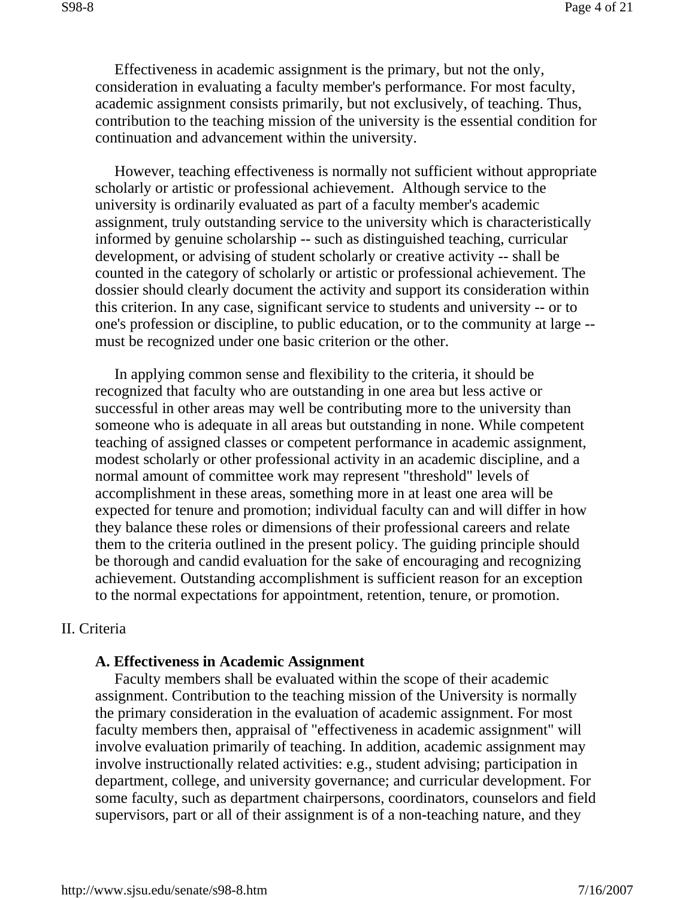Effectiveness in academic assignment is the primary, but not the only, consideration in evaluating a faculty member's performance. For most faculty, academic assignment consists primarily, but not exclusively, of teaching. Thus, contribution to the teaching mission of the university is the essential condition for continuation and advancement within the university.

However, teaching effectiveness is normally not sufficient without appropriate scholarly or artistic or professional achievement. Although service to the university is ordinarily evaluated as part of a faculty member's academic assignment, truly outstanding service to the university which is characteristically informed by genuine scholarship -- such as distinguished teaching, curricular development, or advising of student scholarly or creative activity -- shall be counted in the category of scholarly or artistic or professional achievement. The dossier should clearly document the activity and support its consideration within this criterion. In any case, significant service to students and university -- or to one's profession or discipline, to public education, or to the community at large -- must be recognized under one basic criterion or the other.

In applying common sense and flexibility to the criteria, it should be recognized that faculty who are outstanding in one area but less active or successful in other areas may well be contributing more to the university than someone who is adequate in all areas but outstanding in none. While competent teaching of assigned classes or competent performance in academic assignment, modest scholarly or other professional activity in an academic discipline, and a normal amount of committee work may represent "threshold" levels of accomplishment in these areas, something more in at least one area will be expected for tenure and promotion; individual faculty can and will differ in how they balance these roles or dimensions of their professional careers and relate them to the criteria outlined in the present policy. The guiding principle should be thorough and candid evaluation for the sake of encouraging and recognizing achievement. Outstanding accomplishment is sufficient reason for an exception to the normal expectations for appointment, retention, tenure, or promotion.

## II. Criteria

### A. Effectiveness in Academic Assignment

Faculty members shall be evaluated within the scope of their academic assignment. Contribution to the teaching mission of the University is normally the primary consideration in the evaluation of academic assignment. For most faculty members then, appraisal of "effectiveness in academic assignment" will involve evaluation primarily of teaching. In addition, academic assignment may involve instructionally related activities: e.g., student advising; participation in department, college, and university governance; and curricular development. For some faculty, such as department chairpersons, coordinators, counselors and field supervisors, part or all of their assignment is of a non-teaching nature, and they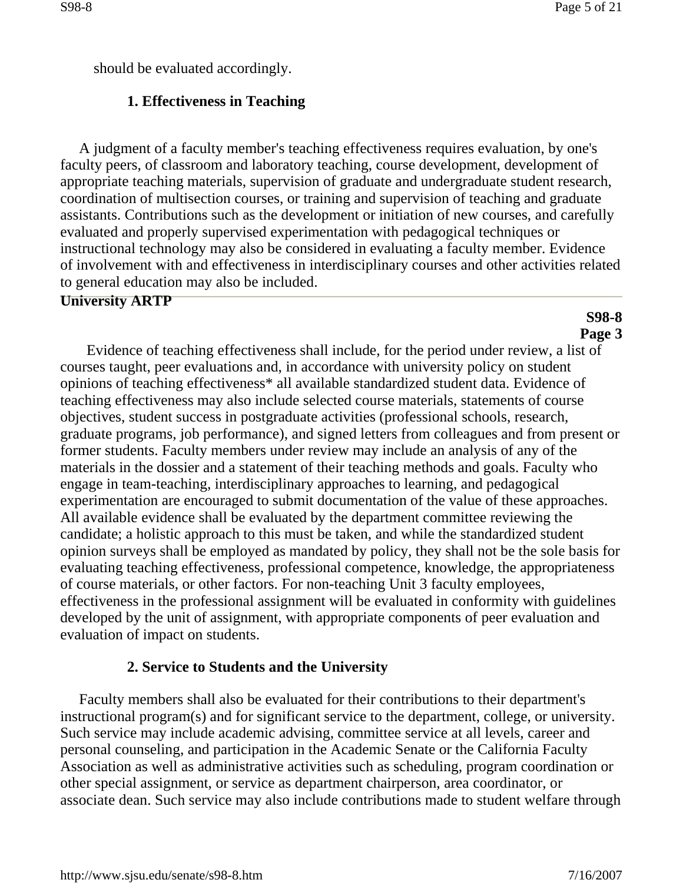should be evaluated accordingly.

### 1. Effectiveness in Teaching

A judgment of a faculty member's teaching effectiveness requires evaluation, by one's faculty peers, of classroom and laboratory teaching, course development, development of appropriate teaching materials, supervision of graduate and undergraduate student research, coordination of multisection courses, or training and supervision of teaching and graduate assistants. Contributions such as the development or initiation of new courses, and carefully evaluated and properly supervised experimentation with pedagogical techniques or instructional technology may also be considered in evaluating a faculty member. Evidence of involvement with and effectiveness in interdisciplinary courses and other activities related to general education may also be included.

**University ARTP**

**S98-8**
**Page 3**

Evidence of teaching effectiveness shall include, for the period under review, a list of courses taught, peer evaluations and, in accordance with university policy on student opinions of teaching effectiveness* all available standardized student data. Evidence of teaching effectiveness may also include selected course materials, statements of course objectives, student success in postgraduate activities (professional schools, research, graduate programs, job performance), and signed letters from colleagues and from present or former students. Faculty members under review may include an analysis of any of the materials in the dossier and a statement of their teaching methods and goals. Faculty who engage in team-teaching, interdisciplinary approaches to learning, and pedagogical experimentation are encouraged to submit documentation of the value of these approaches. All available evidence shall be evaluated by the department committee reviewing the candidate; a holistic approach to this must be taken, and while the standardized student opinion surveys shall be employed as mandated by policy, they shall not be the sole basis for evaluating teaching effectiveness, professional competence, knowledge, the appropriateness of course materials, or other factors. For non-teaching Unit 3 faculty employees, effectiveness in the professional assignment will be evaluated in conformity with guidelines developed by the unit of assignment, with appropriate components of peer evaluation and evaluation of impact on students.

### 2. Service to Students and the University

Faculty members shall also be evaluated for their contributions to their department's instructional program(s) and for significant service to the department, college, or university. Such service may include academic advising, committee service at all levels, career and personal counseling, and participation in the Academic Senate or the California Faculty Association as well as administrative activities such as scheduling, program coordination or other special assignment, or service as department chairperson, area coordinator, or associate dean. Such service may also include contributions made to student welfare through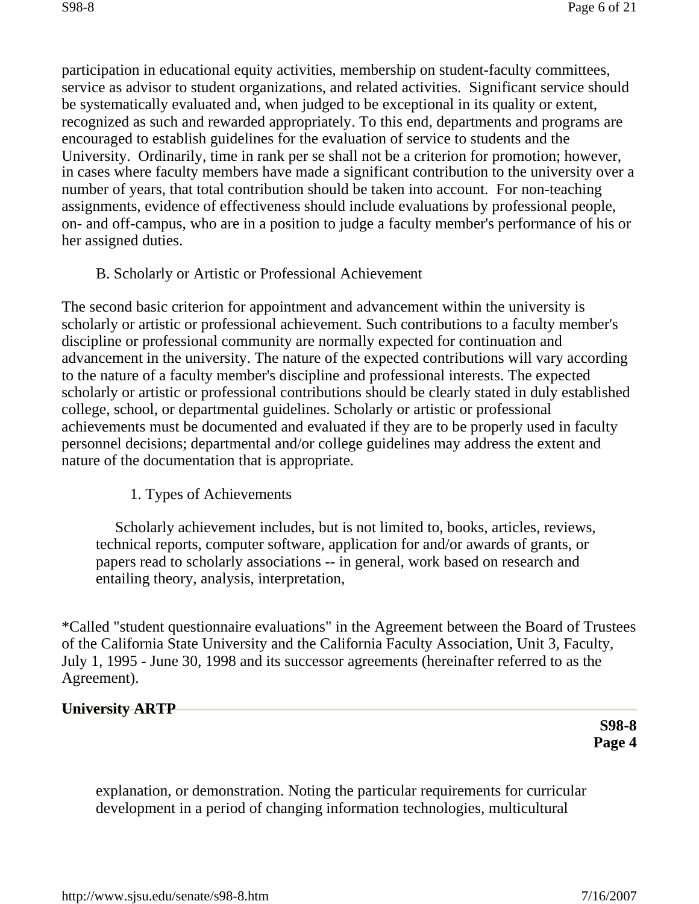participation in educational equity activities, membership on student-faculty committees, service as advisor to student organizations, and related activities. Significant service should be systematically evaluated and, when judged to be exceptional in its quality or extent, recognized as such and rewarded appropriately. To this end, departments and programs are encouraged to establish guidelines for the evaluation of service to students and the University. Ordinarily, time in rank per se shall not be a criterion for promotion; however, in cases where faculty members have made a significant contribution to the university over a number of years, that total contribution should be taken into account. For non-teaching assignments, evidence of effectiveness should include evaluations by professional people, on- and off-campus, who are in a position to judge a faculty member's performance of his or her assigned duties.

B. Scholarly or Artistic or Professional Achievement

The second basic criterion for appointment and advancement within the university is scholarly or artistic or professional achievement. Such contributions to a faculty member's discipline or professional community are normally expected for continuation and advancement in the university. The nature of the expected contributions will vary according to the nature of a faculty member's discipline and professional interests. The expected scholarly or artistic or professional contributions should be clearly stated in duly established college, school, or departmental guidelines. Scholarly or artistic or professional achievements must be documented and evaluated if they are to be properly used in faculty personnel decisions; departmental and/or college guidelines may address the extent and nature of the documentation that is appropriate.

1. Types of Achievements

Scholarly achievement includes, but is not limited to, books, articles, reviews, technical reports, computer software, application for and/or awards of grants, or papers read to scholarly associations -- in general, work based on research and entailing theory, analysis, interpretation,

*Called "student questionnaire evaluations" in the Agreement between the Board of Trustees of the California State University and the California Faculty Association, Unit 3, Faculty, July 1, 1995 - June 30, 1998 and its successor agreements (hereinafter referred to as the Agreement).

explanation, or demonstration. Noting the particular requirements for curricular development in a period of changing information technologies, multicultural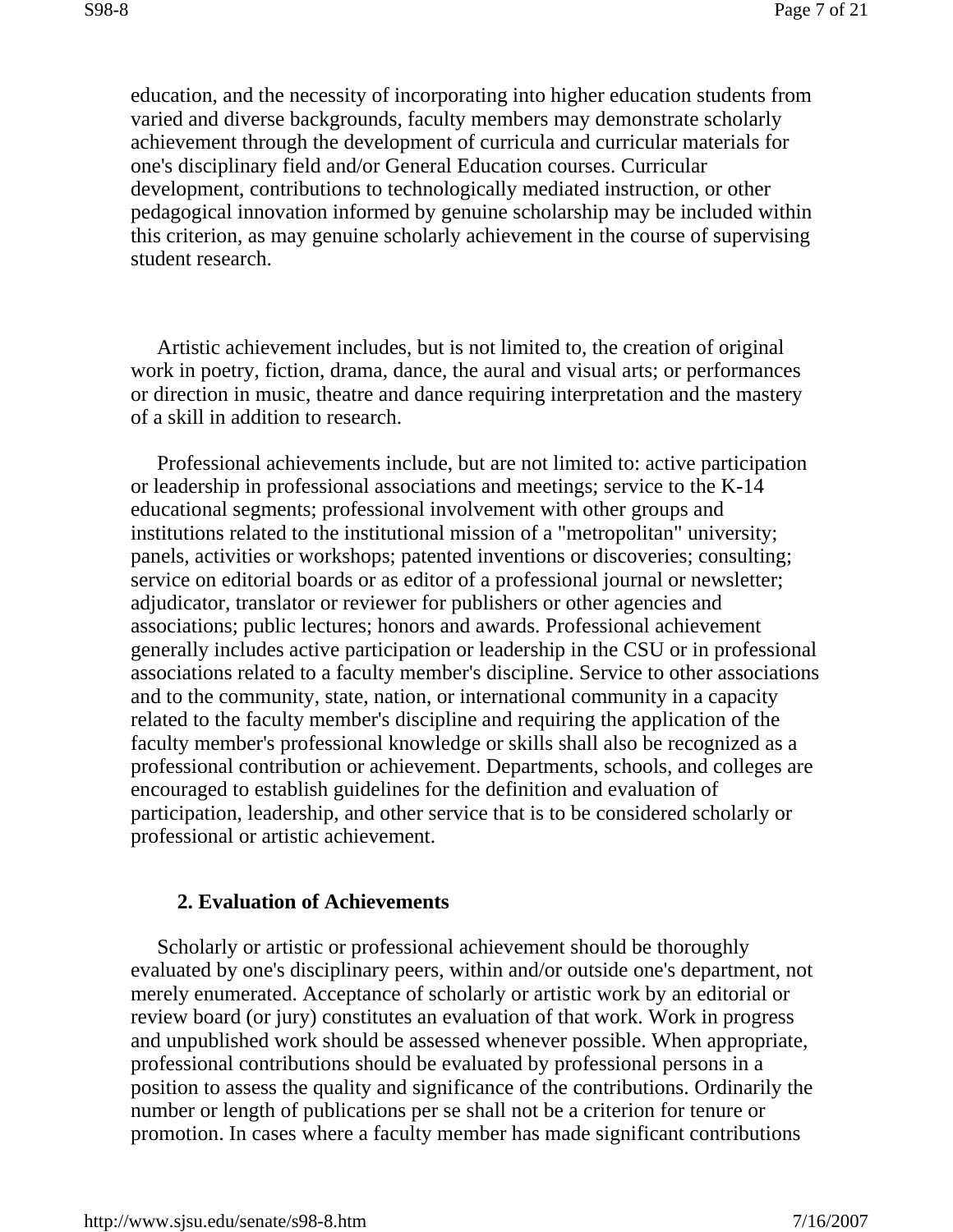education, and the necessity of incorporating into higher education students from varied and diverse backgrounds, faculty members may demonstrate scholarly achievement through the development of curricula and curricular materials for one's disciplinary field and/or General Education courses. Curricular development, contributions to technologically mediated instruction, or other pedagogical innovation informed by genuine scholarship may be included within this criterion, as may genuine scholarly achievement in the course of supervising student research.

Artistic achievement includes, but is not limited to, the creation of original work in poetry, fiction, drama, dance, the aural and visual arts; or performances or direction in music, theatre and dance requiring interpretation and the mastery of a skill in addition to research.

Professional achievements include, but are not limited to: active participation or leadership in professional associations and meetings; service to the K-14 educational segments; professional involvement with other groups and institutions related to the institutional mission of a "metropolitan" university; panels, activities or workshops; patented inventions or discoveries; consulting; service on editorial boards or as editor of a professional journal or newsletter; adjudicator, translator or reviewer for publishers or other agencies and associations; public lectures; honors and awards. Professional achievement generally includes active participation or leadership in the CSU or in professional associations related to a faculty member's discipline. Service to other associations and to the community, state, nation, or international community in a capacity related to the faculty member's discipline and requiring the application of the faculty member's professional knowledge or skills shall also be recognized as a professional contribution or achievement. Departments, schools, and colleges are encouraged to establish guidelines for the definition and evaluation of participation, leadership, and other service that is to be considered scholarly or professional or artistic achievement.

### 2. Evaluation of Achievements

Scholarly or artistic or professional achievement should be thoroughly evaluated by one's disciplinary peers, within and/or outside one's department, not merely enumerated. Acceptance of scholarly or artistic work by an editorial or review board (or jury) constitutes an evaluation of that work. Work in progress and unpublished work should be assessed whenever possible. When appropriate, professional contributions should be evaluated by professional persons in a position to assess the quality and significance of the contributions. Ordinarily the number or length of publications per se shall not be a criterion for tenure or promotion. In cases where a faculty member has made significant contributions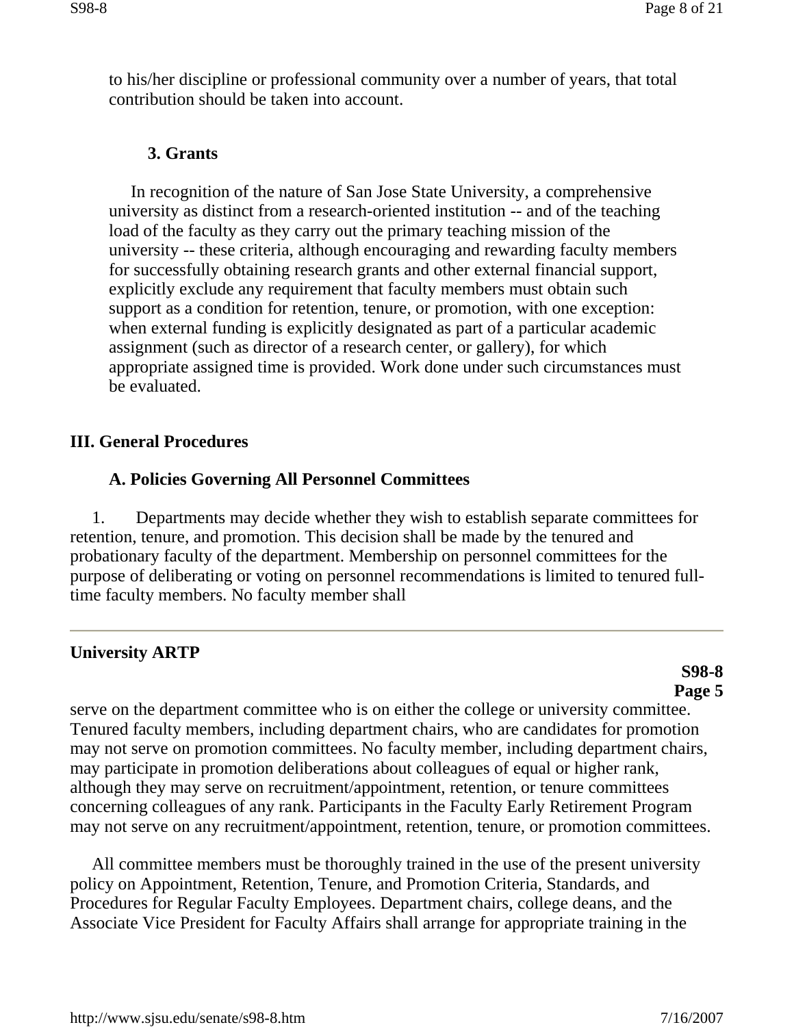to his/her discipline or professional community over a number of years, that total contribution should be taken into account.

### 3. Grants

In recognition of the nature of San Jose State University, a comprehensive university as distinct from a research-oriented institution -- and of the teaching load of the faculty as they carry out the primary teaching mission of the university -- these criteria, although encouraging and rewarding faculty members for successfully obtaining research grants and other external financial support, explicitly exclude any requirement that faculty members must obtain such support as a condition for retention, tenure, or promotion, with one exception: when external funding is explicitly designated as part of a particular academic assignment (such as director of a research center, or gallery), for which appropriate assigned time is provided. Work done under such circumstances must be evaluated.

## III. General Procedures

### A. Policies Governing All Personnel Committees

1. Departments may decide whether they wish to establish separate committees for retention, tenure, and promotion. This decision shall be made by the tenured and probationary faculty of the department. Membership on personnel committees for the purpose of deliberating or voting on personnel recommendations is limited to tenured full-time faculty members. No faculty member shall serve on the department committee who is on either the college or university committee. Tenured faculty members, including department chairs, who are candidates for promotion may not serve on promotion committees. No faculty member, including department chairs, may participate in promotion deliberations about colleagues of equal or higher rank, although they may serve on recruitment/appointment, retention, or tenure committees concerning colleagues of any rank. Participants in the Faculty Early Retirement Program may not serve on any recruitment/appointment, retention, tenure, or promotion committees.

All committee members must be thoroughly trained in the use of the present university policy on Appointment, Retention, Tenure, and Promotion Criteria, Standards, and Procedures for Regular Faculty Employees. Department chairs, college deans, and the Associate Vice President for Faculty Affairs shall arrange for appropriate training in the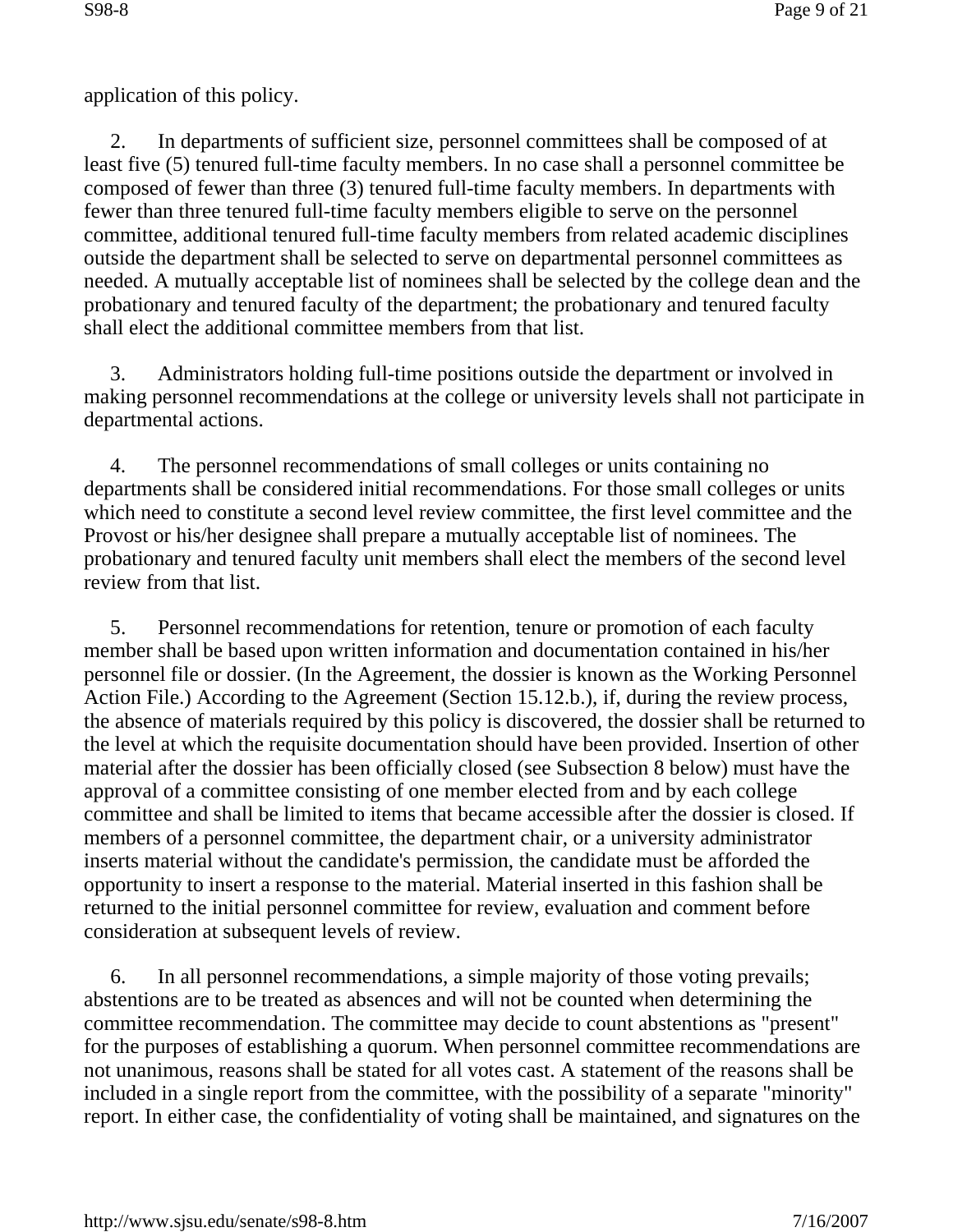application of this policy.

2. In departments of sufficient size, personnel committees shall be composed of at least five (5) tenured full-time faculty members. In no case shall a personnel committee be composed of fewer than three (3) tenured full-time faculty members. In departments with fewer than three tenured full-time faculty members eligible to serve on the personnel committee, additional tenured full-time faculty members from related academic disciplines outside the department shall be selected to serve on departmental personnel committees as needed. A mutually acceptable list of nominees shall be selected by the college dean and the probationary and tenured faculty of the department; the probationary and tenured faculty shall elect the additional committee members from that list.

3. Administrators holding full-time positions outside the department or involved in making personnel recommendations at the college or university levels shall not participate in departmental actions.

4. The personnel recommendations of small colleges or units containing no departments shall be considered initial recommendations. For those small colleges or units which need to constitute a second level review committee, the first level committee and the Provost or his/her designee shall prepare a mutually acceptable list of nominees. The probationary and tenured faculty unit members shall elect the members of the second level review from that list.

5. Personnel recommendations for retention, tenure or promotion of each faculty member shall be based upon written information and documentation contained in his/her personnel file or dossier. (In the Agreement, the dossier is known as the Working Personnel Action File.) According to the Agreement (Section 15.12.b.), if, during the review process, the absence of materials required by this policy is discovered, the dossier shall be returned to the level at which the requisite documentation should have been provided. Insertion of other material after the dossier has been officially closed (see Subsection 8 below) must have the approval of a committee consisting of one member elected from and by each college committee and shall be limited to items that became accessible after the dossier is closed. If members of a personnel committee, the department chair, or a university administrator inserts material without the candidate's permission, the candidate must be afforded the opportunity to insert a response to the material. Material inserted in this fashion shall be returned to the initial personnel committee for review, evaluation and comment before consideration at subsequent levels of review.

6. In all personnel recommendations, a simple majority of those voting prevails; abstentions are to be treated as absences and will not be counted when determining the committee recommendation. The committee may decide to count abstentions as "present" for the purposes of establishing a quorum. When personnel committee recommendations are not unanimous, reasons shall be stated for all votes cast. A statement of the reasons shall be included in a single report from the committee, with the possibility of a separate "minority" report. In either case, the confidentiality of voting shall be maintained, and signatures on the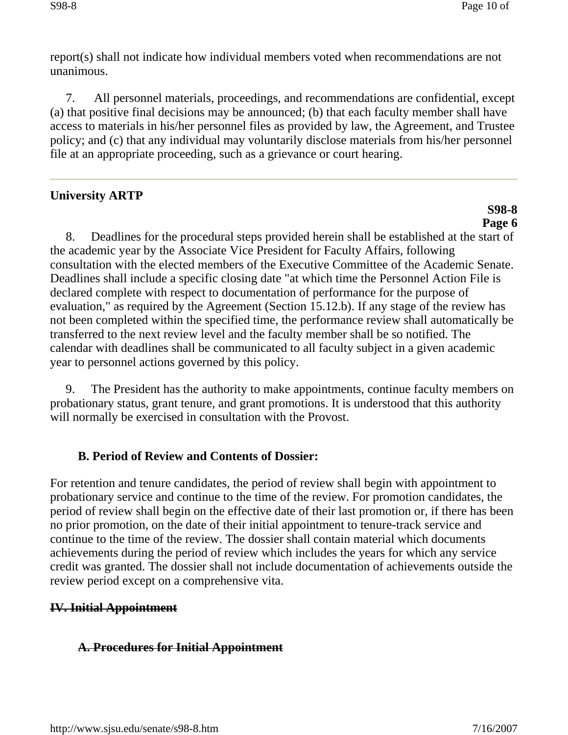report(s) shall not indicate how individual members voted when recommendations are not unanimous.

7. All personnel materials, proceedings, and recommendations are confidential, except (a) that positive final decisions may be announced; (b) that each faculty member shall have access to materials in his/her personnel files as provided by law, the Agreement, and Trustee policy; and (c) that any individual may voluntarily disclose materials from his/her personnel file at an appropriate proceeding, such as a grievance or court hearing.

---

**University ARTP**

**S98-8**
**Page 6**

8. Deadlines for the procedural steps provided herein shall be established at the start of the academic year by the Associate Vice President for Faculty Affairs, following consultation with the elected members of the Executive Committee of the Academic Senate. Deadlines shall include a specific closing date "at which time the Personnel Action File is declared complete with respect to documentation of performance for the purpose of evaluation," as required by the Agreement (Section 15.12.b). If any stage of the review has not been completed within the specified time, the performance review shall automatically be transferred to the next review level and the faculty member shall be so notified. The calendar with deadlines shall be communicated to all faculty subject in a given academic year to personnel actions governed by this policy.

9. The President has the authority to make appointments, continue faculty members on probationary status, grant tenure, and grant promotions. It is understood that this authority will normally be exercised in consultation with the Provost.

### B. Period of Review and Contents of Dossier:

For retention and tenure candidates, the period of review shall begin with appointment to probationary service and continue to the time of the review. For promotion candidates, the period of review shall begin on the effective date of their last promotion or, if there has been no prior promotion, on the date of their initial appointment to tenure-track service and continue to the time of the review. The dossier shall contain material which documents achievements during the period of review which includes the years for which any service credit was granted. The dossier shall not include documentation of achievements outside the review period except on a comprehensive vita.

## ~~IV. Initial Appointment~~

### ~~A. Procedures for Initial Appointment~~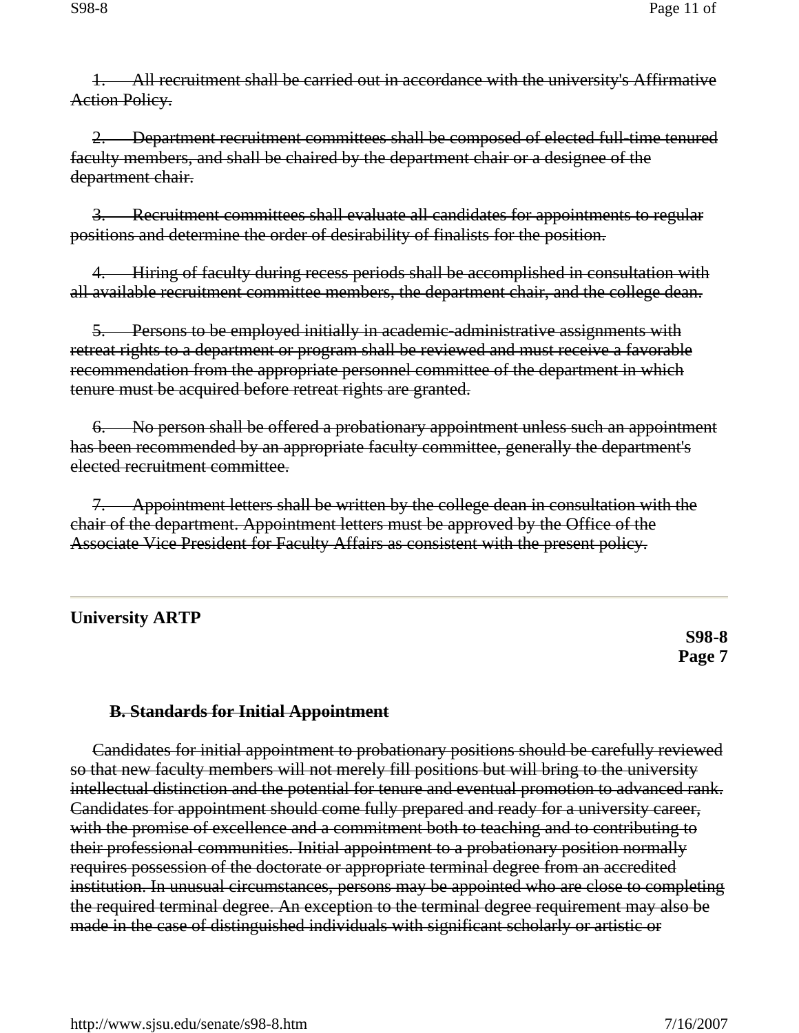~~1. All recruitment shall be carried out in accordance with the university's Affirmative Action Policy.~~

~~2. Department recruitment committees shall be composed of elected full-time tenured faculty members, and shall be chaired by the department chair or a designee of the department chair.~~

~~3. Recruitment committees shall evaluate all candidates for appointments to regular positions and determine the order of desirability of finalists for the position.~~

~~4. Hiring of faculty during recess periods shall be accomplished in consultation with all available recruitment committee members, the department chair, and the college dean.~~

~~5. Persons to be employed initially in academic-administrative assignments with retreat rights to a department or program shall be reviewed and must receive a favorable recommendation from the appropriate personnel committee of the department in which tenure must be acquired before retreat rights are granted.~~

~~6. No person shall be offered a probationary appointment unless such an appointment has been recommended by an appropriate faculty committee, generally the department's elected recruitment committee.~~

~~7. Appointment letters shall be written by the college dean in consultation with the chair of the department. Appointment letters must be approved by the Office of the Associate Vice President for Faculty Affairs as consistent with the present policy.~~

---

**University ARTP**

**S98-8**
**Page 7**

### ~~B. Standards for Initial Appointment~~

~~Candidates for initial appointment to probationary positions should be carefully reviewed so that new faculty members will not merely fill positions but will bring to the university intellectual distinction and the potential for tenure and eventual promotion to advanced rank. Candidates for appointment should come fully prepared and ready for a university career, with the promise of excellence and a commitment both to teaching and to contributing to their professional communities. Initial appointment to a probationary position normally requires possession of the doctorate or appropriate terminal degree from an accredited institution. In unusual circumstances, persons may be appointed who are close to completing the required terminal degree. An exception to the terminal degree requirement may also be made in the case of distinguished individuals with significant scholarly or artistic or~~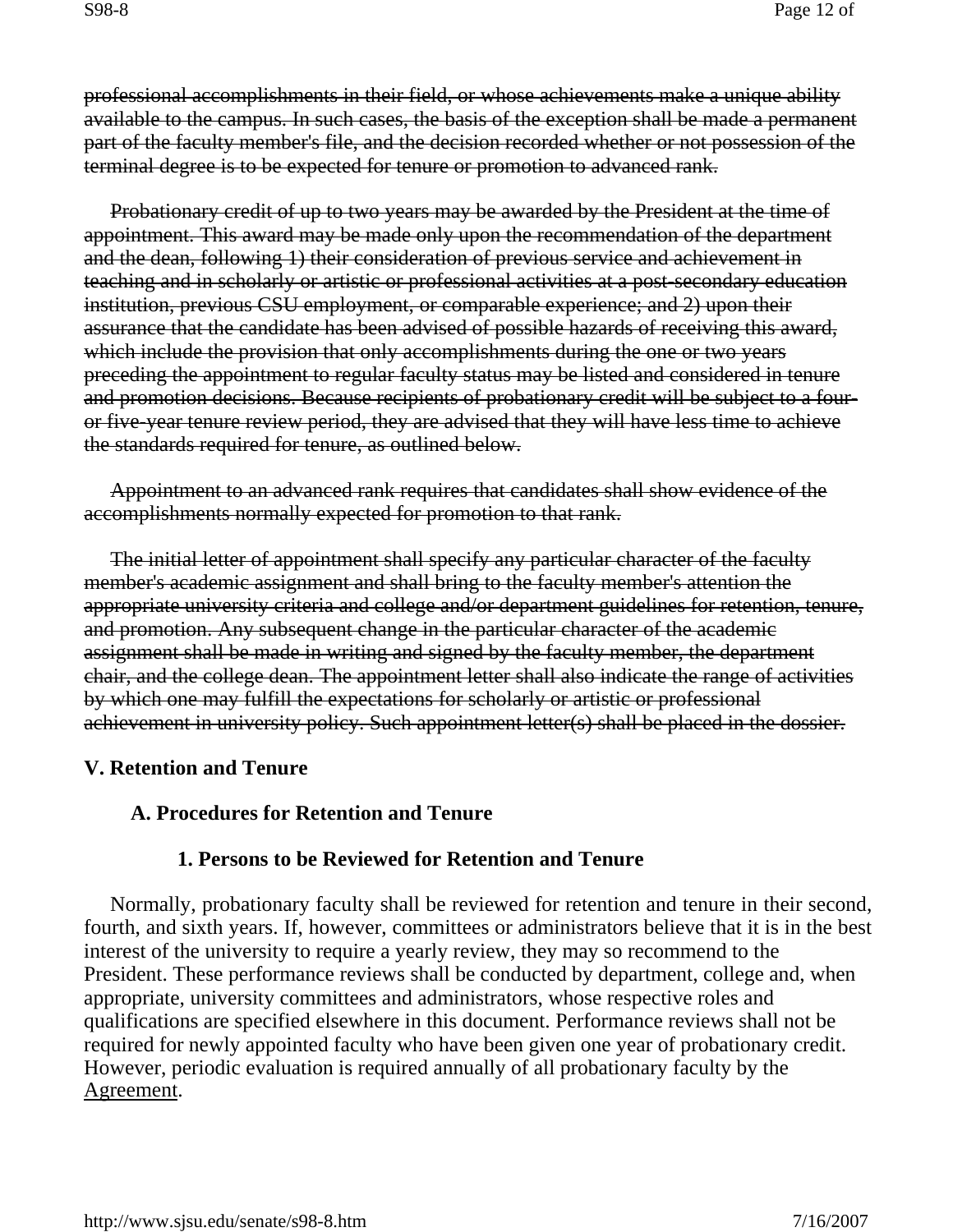~~professional accomplishments in their field, or whose achievements make a unique ability available to the campus. In such cases, the basis of the exception shall be made a permanent part of the faculty member's file, and the decision recorded whether or not possession of the terminal degree is to be expected for tenure or promotion to advanced rank.~~

~~Probationary credit of up to two years may be awarded by the President at the time of appointment. This award may be made only upon the recommendation of the department and the dean, following 1) their consideration of previous service and achievement in teaching and in scholarly or artistic or professional activities at a post-secondary education institution, previous CSU employment, or comparable experience; and 2) upon their assurance that the candidate has been advised of possible hazards of receiving this award, which include the provision that only accomplishments during the one or two years preceding the appointment to regular faculty status may be listed and considered in tenure and promotion decisions. Because recipients of probationary credit will be subject to a four- or five-year tenure review period, they are advised that they will have less time to achieve the standards required for tenure, as outlined below.~~

~~Appointment to an advanced rank requires that candidates shall show evidence of the accomplishments normally expected for promotion to that rank.~~

~~The initial letter of appointment shall specify any particular character of the faculty member's academic assignment and shall bring to the faculty member's attention the appropriate university criteria and college and/or department guidelines for retention, tenure, and promotion. Any subsequent change in the particular character of the academic assignment shall be made in writing and signed by the faculty member, the department chair, and the college dean. The appointment letter shall also indicate the range of activities by which one may fulfill the expectations for scholarly or artistic or professional achievement in university policy. Such appointment letter(s) shall be placed in the dossier.~~

## V. Retention and Tenure

### A. Procedures for Retention and Tenure

#### 1. Persons to be Reviewed for Retention and Tenure

Normally, probationary faculty shall be reviewed for retention and tenure in their second, fourth, and sixth years. If, however, committees or administrators believe that it is in the best interest of the university to require a yearly review, they may so recommend to the President. These performance reviews shall be conducted by department, college and, when appropriate, university committees and administrators, whose respective roles and qualifications are specified elsewhere in this document. Performance reviews shall not be required for newly appointed faculty who have been given one year of probationary credit. However, periodic evaluation is required annually of all probationary faculty by the Agreement.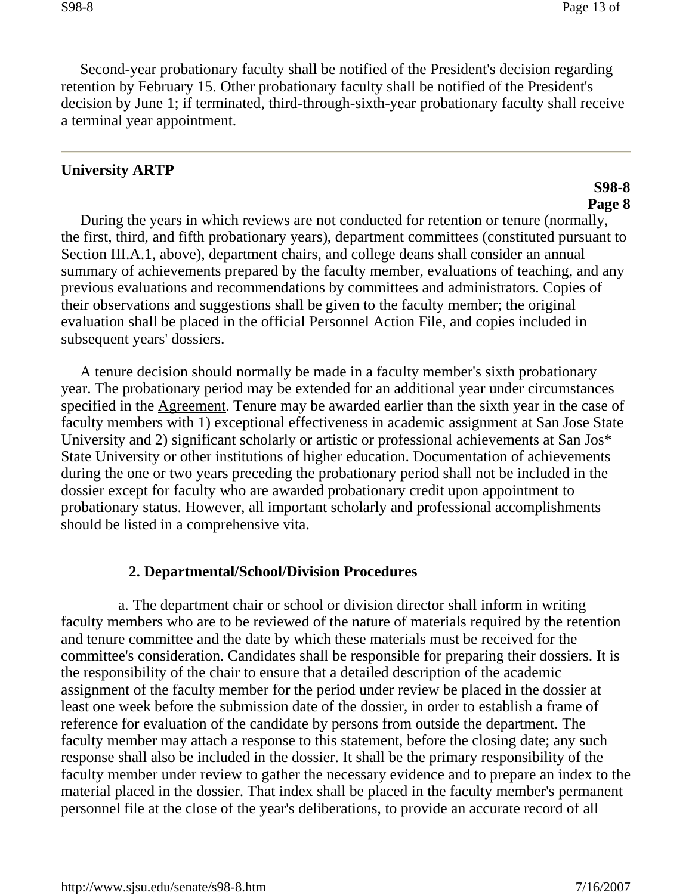Second-year probationary faculty shall be notified of the President's decision regarding retention by February 15. Other probationary faculty shall be notified of the President's decision by June 1; if terminated, third-through-sixth-year probationary faculty shall receive a terminal year appointment.

---

**University ARTP**

**S98-8**
**Page 8**

During the years in which reviews are not conducted for retention or tenure (normally, the first, third, and fifth probationary years), department committees (constituted pursuant to Section III.A.1, above), department chairs, and college deans shall consider an annual summary of achievements prepared by the faculty member, evaluations of teaching, and any previous evaluations and recommendations by committees and administrators. Copies of their observations and suggestions shall be given to the faculty member; the original evaluation shall be placed in the official Personnel Action File, and copies included in subsequent years' dossiers.

A tenure decision should normally be made in a faculty member's sixth probationary year. The probationary period may be extended for an additional year under circumstances specified in the Agreement. Tenure may be awarded earlier than the sixth year in the case of faculty members with 1) exceptional effectiveness in academic assignment at San Jose State University and 2) significant scholarly or artistic or professional achievements at San Jos* State University or other institutions of higher education. Documentation of achievements during the one or two years preceding the probationary period shall not be included in the dossier except for faculty who are awarded probationary credit upon appointment to probationary status. However, all important scholarly and professional accomplishments should be listed in a comprehensive vita.

**2. Departmental/School/Division Procedures**

a. The department chair or school or division director shall inform in writing faculty members who are to be reviewed of the nature of materials required by the retention and tenure committee and the date by which these materials must be received for the committee's consideration. Candidates shall be responsible for preparing their dossiers. It is the responsibility of the chair to ensure that a detailed description of the academic assignment of the faculty member for the period under review be placed in the dossier at least one week before the submission date of the dossier, in order to establish a frame of reference for evaluation of the candidate by persons from outside the department. The faculty member may attach a response to this statement, before the closing date; any such response shall also be included in the dossier. It shall be the primary responsibility of the faculty member under review to gather the necessary evidence and to prepare an index to the material placed in the dossier. That index shall be placed in the faculty member's permanent personnel file at the close of the year's deliberations, to provide an accurate record of all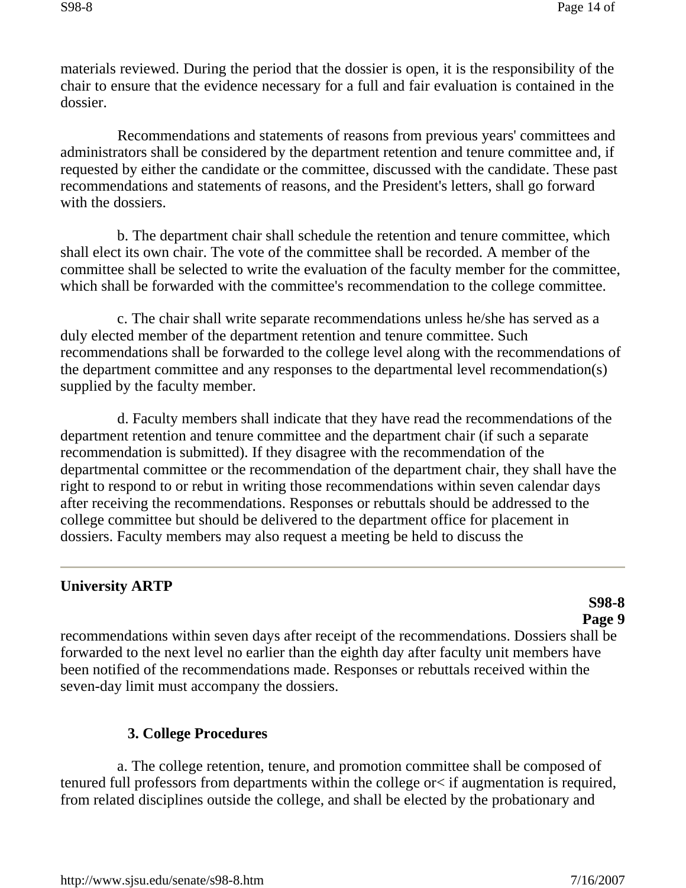materials reviewed. During the period that the dossier is open, it is the responsibility of the chair to ensure that the evidence necessary for a full and fair evaluation is contained in the dossier.

Recommendations and statements of reasons from previous years' committees and administrators shall be considered by the department retention and tenure committee and, if requested by either the candidate or the committee, discussed with the candidate. These past recommendations and statements of reasons, and the President's letters, shall go forward with the dossiers.

b. The department chair shall schedule the retention and tenure committee, which shall elect its own chair. The vote of the committee shall be recorded. A member of the committee shall be selected to write the evaluation of the faculty member for the committee, which shall be forwarded with the committee's recommendation to the college committee.

c. The chair shall write separate recommendations unless he/she has served as a duly elected member of the department retention and tenure committee. Such recommendations shall be forwarded to the college level along with the recommendations of the department committee and any responses to the departmental level recommendation(s) supplied by the faculty member.

d. Faculty members shall indicate that they have read the recommendations of the department retention and tenure committee and the department chair (if such a separate recommendation is submitted). If they disagree with the recommendation of the departmental committee or the recommendation of the department chair, they shall have the right to respond to or rebut in writing those recommendations within seven calendar days after receiving the recommendations. Responses or rebuttals should be addressed to the college committee but should be delivered to the department office for placement in dossiers. Faculty members may also request a meeting be held to discuss the recommendations within seven days after receipt of the recommendations. Dossiers shall be forwarded to the next level no earlier than the eighth day after faculty unit members have been notified of the recommendations made. Responses or rebuttals received within the seven-day limit must accompany the dossiers.

### 3. College Procedures

a. The college retention, tenure, and promotion committee shall be composed of tenured full professors from departments within the college or< if augmentation is required, from related disciplines outside the college, and shall be elected by the probationary and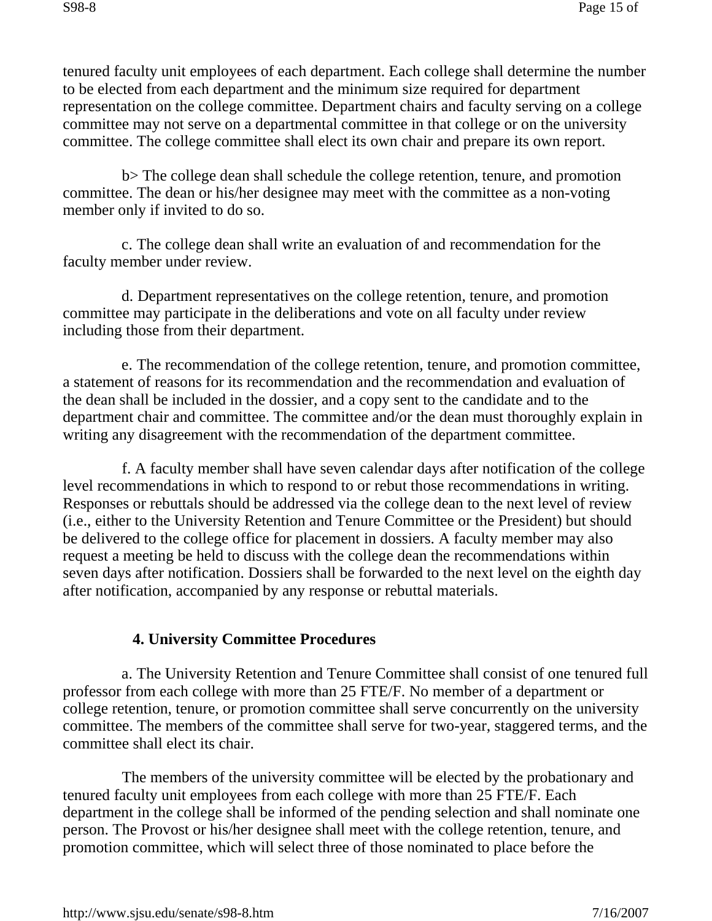tenured faculty unit employees of each department. Each college shall determine the number to be elected from each department and the minimum size required for department representation on the college committee. Department chairs and faculty serving on a college committee may not serve on a departmental committee in that college or on the university committee. The college committee shall elect its own chair and prepare its own report.

b> The college dean shall schedule the college retention, tenure, and promotion committee. The dean or his/her designee may meet with the committee as a non-voting member only if invited to do so.

c. The college dean shall write an evaluation of and recommendation for the faculty member under review.

d. Department representatives on the college retention, tenure, and promotion committee may participate in the deliberations and vote on all faculty under review including those from their department.

e. The recommendation of the college retention, tenure, and promotion committee, a statement of reasons for its recommendation and the recommendation and evaluation of the dean shall be included in the dossier, and a copy sent to the candidate and to the department chair and committee. The committee and/or the dean must thoroughly explain in writing any disagreement with the recommendation of the department committee.

f. A faculty member shall have seven calendar days after notification of the college level recommendations in which to respond to or rebut those recommendations in writing. Responses or rebuttals should be addressed via the college dean to the next level of review (i.e., either to the University Retention and Tenure Committee or the President) but should be delivered to the college office for placement in dossiers. A faculty member may also request a meeting be held to discuss with the college dean the recommendations within seven days after notification. Dossiers shall be forwarded to the next level on the eighth day after notification, accompanied by any response or rebuttal materials.

### 4. University Committee Procedures

a. The University Retention and Tenure Committee shall consist of one tenured full professor from each college with more than 25 FTE/F. No member of a department or college retention, tenure, or promotion committee shall serve concurrently on the university committee. The members of the committee shall serve for two-year, staggered terms, and the committee shall elect its chair.

The members of the university committee will be elected by the probationary and tenured faculty unit employees from each college with more than 25 FTE/F. Each department in the college shall be informed of the pending selection and shall nominate one person. The Provost or his/her designee shall meet with the college retention, tenure, and promotion committee, which will select three of those nominated to place before the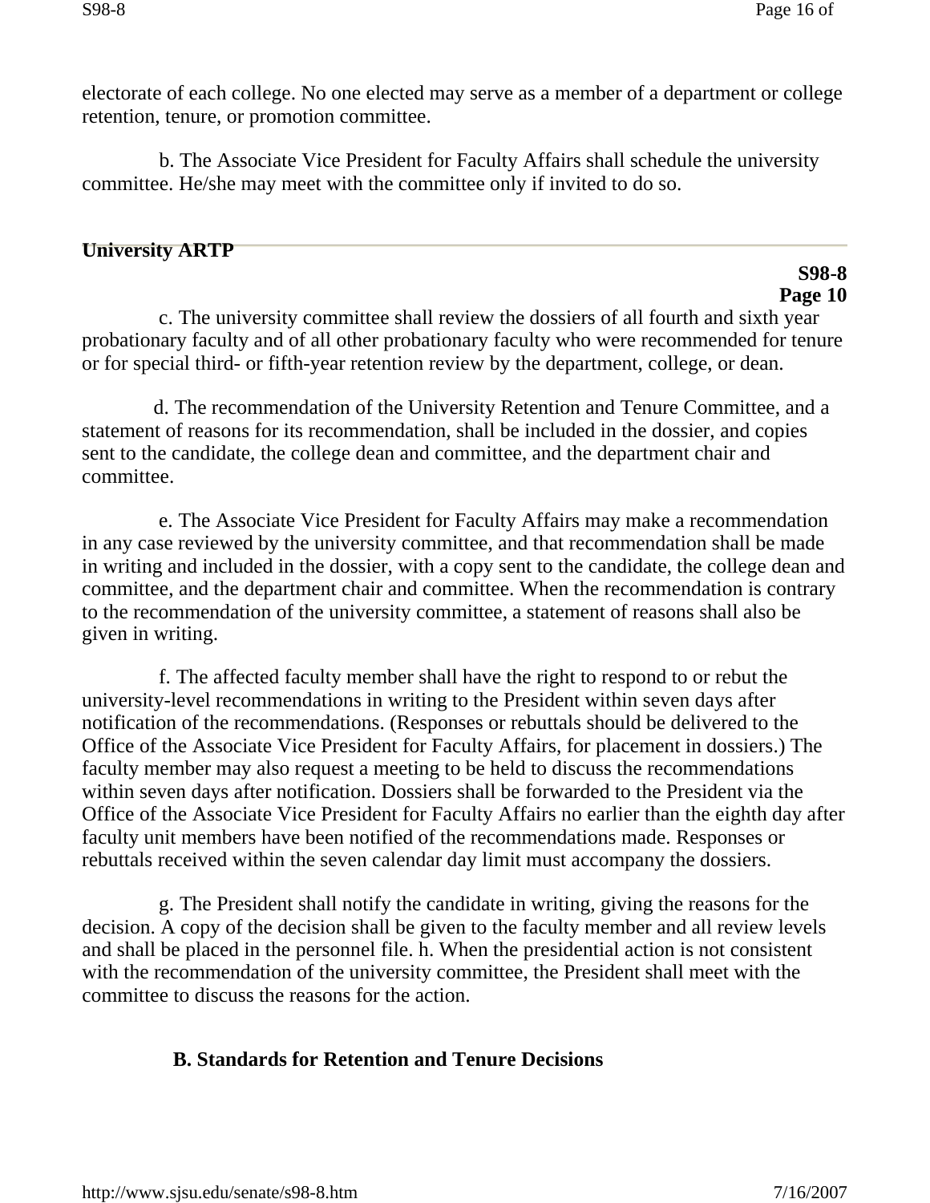electorate of each college. No one elected may serve as a member of a department or college retention, tenure, or promotion committee.

b. The Associate Vice President for Faculty Affairs shall schedule the university committee. He/she may meet with the committee only if invited to do so.

**University ARTP**

**S98-8**
**Page 10**

c. The university committee shall review the dossiers of all fourth and sixth year probationary faculty and of all other probationary faculty who were recommended for tenure or for special third- or fifth-year retention review by the department, college, or dean.

d. The recommendation of the University Retention and Tenure Committee, and a statement of reasons for its recommendation, shall be included in the dossier, and copies sent to the candidate, the college dean and committee, and the department chair and committee.

e. The Associate Vice President for Faculty Affairs may make a recommendation in any case reviewed by the university committee, and that recommendation shall be made in writing and included in the dossier, with a copy sent to the candidate, the college dean and committee, and the department chair and committee. When the recommendation is contrary to the recommendation of the university committee, a statement of reasons shall also be given in writing.

f. The affected faculty member shall have the right to respond to or rebut the university-level recommendations in writing to the President within seven days after notification of the recommendations. (Responses or rebuttals should be delivered to the Office of the Associate Vice President for Faculty Affairs, for placement in dossiers.) The faculty member may also request a meeting to be held to discuss the recommendations within seven days after notification. Dossiers shall be forwarded to the President via the Office of the Associate Vice President for Faculty Affairs no earlier than the eighth day after faculty unit members have been notified of the recommendations made. Responses or rebuttals received within the seven calendar day limit must accompany the dossiers.

g. The President shall notify the candidate in writing, giving the reasons for the decision. A copy of the decision shall be given to the faculty member and all review levels and shall be placed in the personnel file. h. When the presidential action is not consistent with the recommendation of the university committee, the President shall meet with the committee to discuss the reasons for the action.

### B. Standards for Retention and Tenure Decisions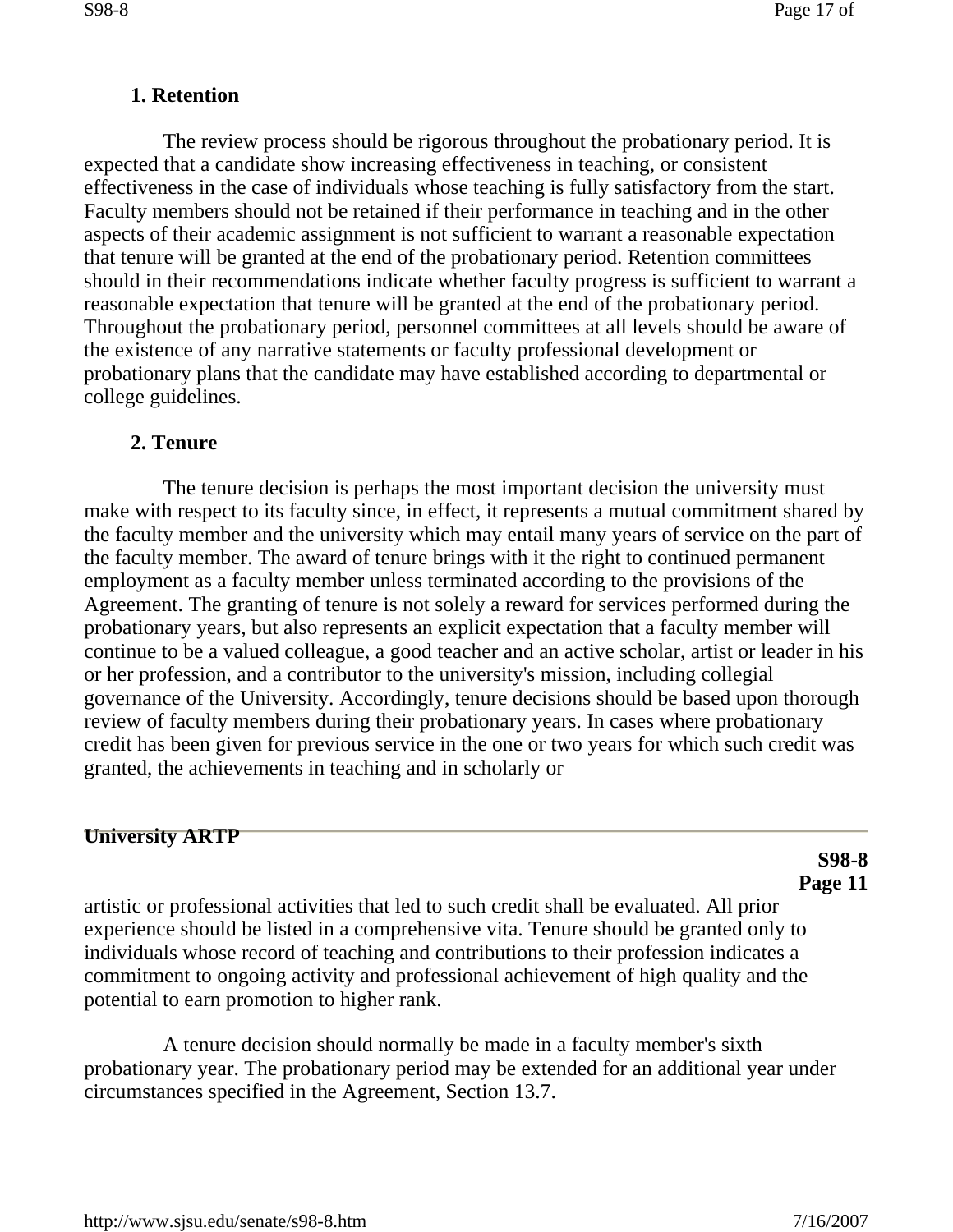### 1. Retention

The review process should be rigorous throughout the probationary period. It is expected that a candidate show increasing effectiveness in teaching, or consistent effectiveness in the case of individuals whose teaching is fully satisfactory from the start. Faculty members should not be retained if their performance in teaching and in the other aspects of their academic assignment is not sufficient to warrant a reasonable expectation that tenure will be granted at the end of the probationary period. Retention committees should in their recommendations indicate whether faculty progress is sufficient to warrant a reasonable expectation that tenure will be granted at the end of the probationary period. Throughout the probationary period, personnel committees at all levels should be aware of the existence of any narrative statements or faculty professional development or probationary plans that the candidate may have established according to departmental or college guidelines.

### 2. Tenure

The tenure decision is perhaps the most important decision the university must make with respect to its faculty since, in effect, it represents a mutual commitment shared by the faculty member and the university which may entail many years of service on the part of the faculty member. The award of tenure brings with it the right to continued permanent employment as a faculty member unless terminated according to the provisions of the Agreement. The granting of tenure is not solely a reward for services performed during the probationary years, but also represents an explicit expectation that a faculty member will continue to be a valued colleague, a good teacher and an active scholar, artist or leader in his or her profession, and a contributor to the university's mission, including collegial governance of the University. Accordingly, tenure decisions should be based upon thorough review of faculty members during their probationary years. In cases where probationary credit has been given for previous service in the one or two years for which such credit was granted, the achievements in teaching and in scholarly or artistic or professional activities that led to such credit shall be evaluated. All prior experience should be listed in a comprehensive vita. Tenure should be granted only to individuals whose record of teaching and contributions to their profession indicates a commitment to ongoing activity and professional achievement of high quality and the potential to earn promotion to higher rank.

A tenure decision should normally be made in a faculty member's sixth probationary year. The probationary period may be extended for an additional year under circumstances specified in the Agreement, Section 13.7.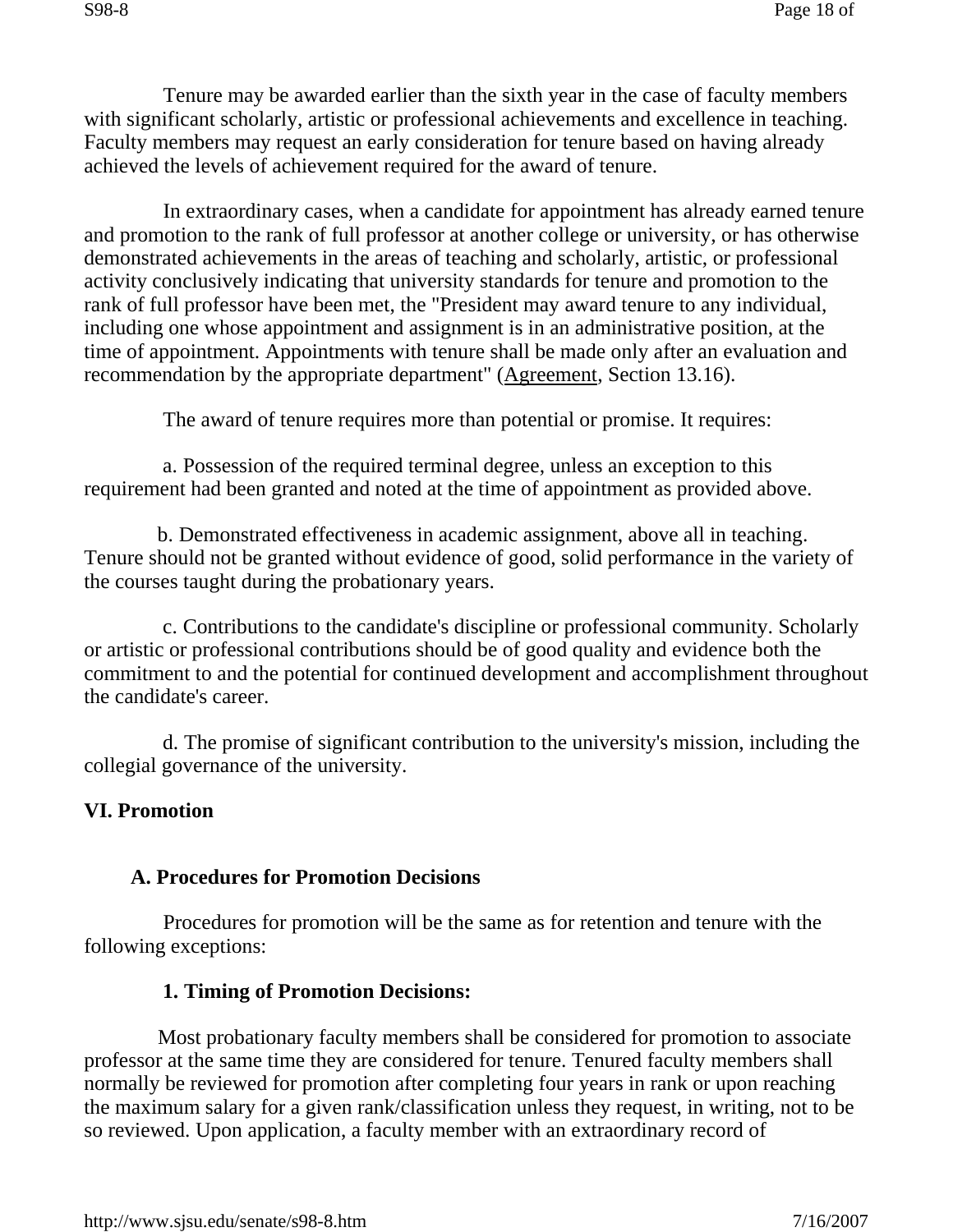Tenure may be awarded earlier than the sixth year in the case of faculty members with significant scholarly, artistic or professional achievements and excellence in teaching. Faculty members may request an early consideration for tenure based on having already achieved the levels of achievement required for the award of tenure.

In extraordinary cases, when a candidate for appointment has already earned tenure and promotion to the rank of full professor at another college or university, or has otherwise demonstrated achievements in the areas of teaching and scholarly, artistic, or professional activity conclusively indicating that university standards for tenure and promotion to the rank of full professor have been met, the "President may award tenure to any individual, including one whose appointment and assignment is in an administrative position, at the time of appointment. Appointments with tenure shall be made only after an evaluation and recommendation by the appropriate department" (Agreement, Section 13.16).

The award of tenure requires more than potential or promise. It requires:

a. Possession of the required terminal degree, unless an exception to this requirement had been granted and noted at the time of appointment as provided above.

b. Demonstrated effectiveness in academic assignment, above all in teaching. Tenure should not be granted without evidence of good, solid performance in the variety of the courses taught during the probationary years.

c. Contributions to the candidate's discipline or professional community. Scholarly or artistic or professional contributions should be of good quality and evidence both the commitment to and the potential for continued development and accomplishment throughout the candidate's career.

d. The promise of significant contribution to the university's mission, including the collegial governance of the university.

## VI. Promotion

### A. Procedures for Promotion Decisions

Procedures for promotion will be the same as for retention and tenure with the following exceptions:

#### 1. Timing of Promotion Decisions:

Most probationary faculty members shall be considered for promotion to associate professor at the same time they are considered for tenure. Tenured faculty members shall normally be reviewed for promotion after completing four years in rank or upon reaching the maximum salary for a given rank/classification unless they request, in writing, not to be so reviewed. Upon application, a faculty member with an extraordinary record of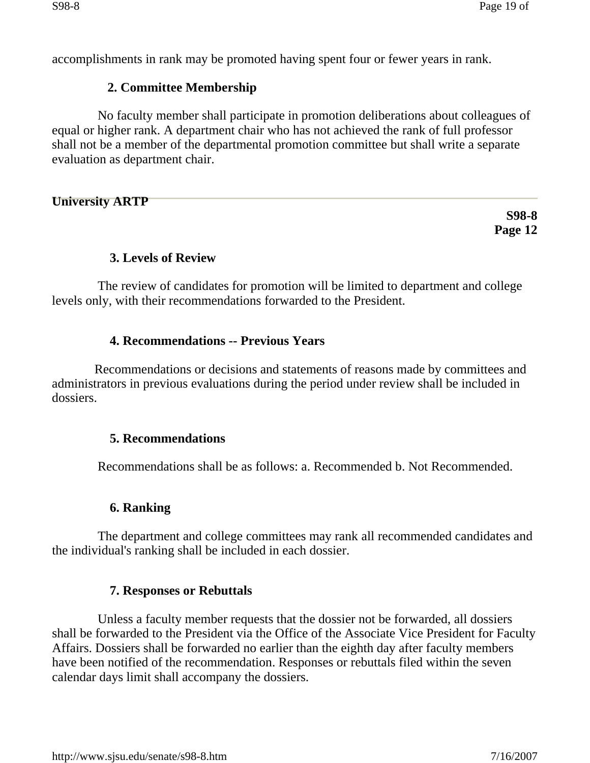accomplishments in rank may be promoted having spent four or fewer years in rank.

**2. Committee Membership**

No faculty member shall participate in promotion deliberations about colleagues of equal or higher rank. A department chair who has not achieved the rank of full professor shall not be a member of the departmental promotion committee but shall write a separate evaluation as department chair.

---

**University ARTP**

**S98-8**
**Page 12**

**3. Levels of Review**

The review of candidates for promotion will be limited to department and college levels only, with their recommendations forwarded to the President.

**4. Recommendations -- Previous Years**

Recommendations or decisions and statements of reasons made by committees and administrators in previous evaluations during the period under review shall be included in dossiers.

**5. Recommendations**

Recommendations shall be as follows: a. Recommended b. Not Recommended.

**6. Ranking**

The department and college committees may rank all recommended candidates and the individual's ranking shall be included in each dossier.

**7. Responses or Rebuttals**

Unless a faculty member requests that the dossier not be forwarded, all dossiers shall be forwarded to the President via the Office of the Associate Vice President for Faculty Affairs. Dossiers shall be forwarded no earlier than the eighth day after faculty members have been notified of the recommendation. Responses or rebuttals filed within the seven calendar days limit shall accompany the dossiers.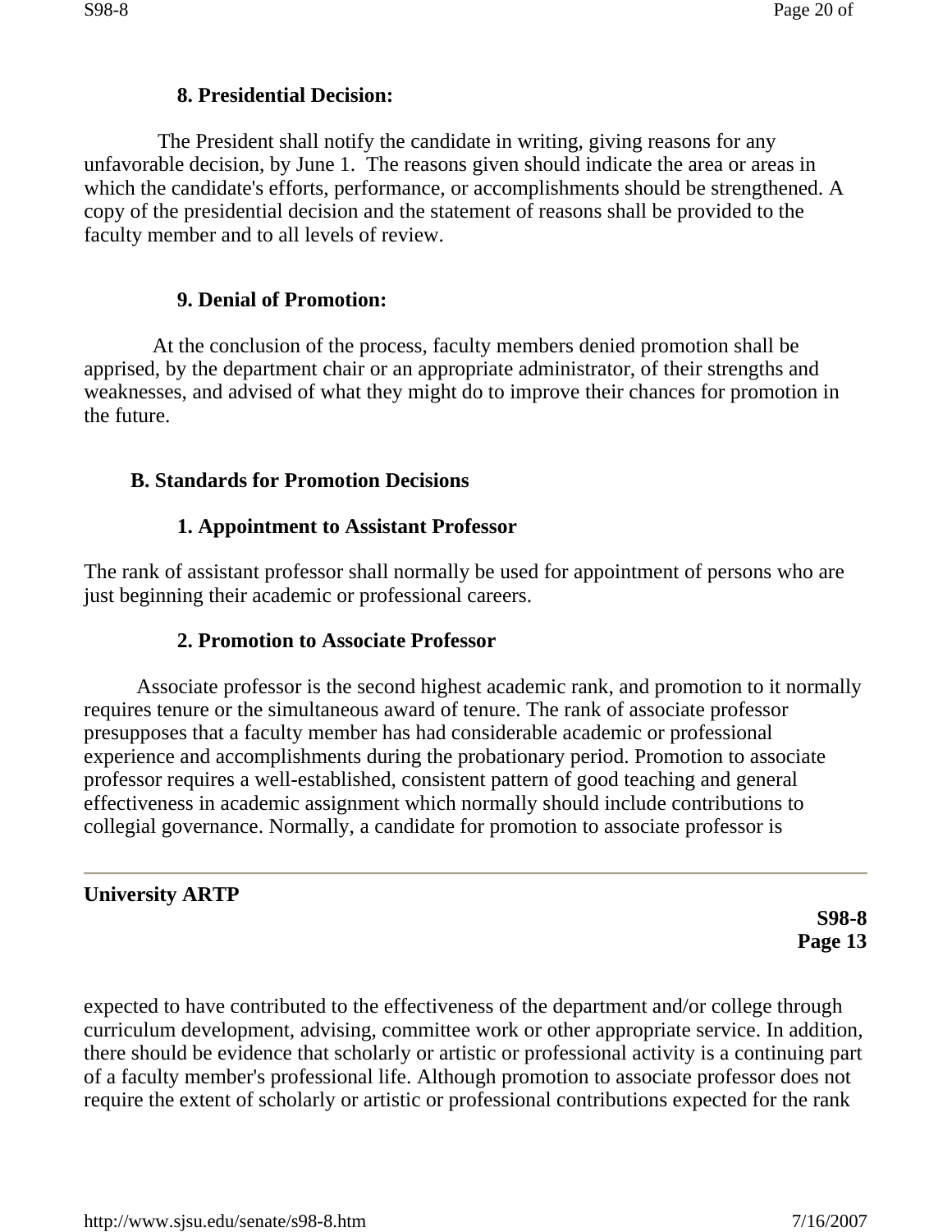#### 8. Presidential Decision:

The President shall notify the candidate in writing, giving reasons for any unfavorable decision, by June 1. The reasons given should indicate the area or areas in which the candidate's efforts, performance, or accomplishments should be strengthened. A copy of the presidential decision and the statement of reasons shall be provided to the faculty member and to all levels of review.

#### 9. Denial of Promotion:

At the conclusion of the process, faculty members denied promotion shall be apprised, by the department chair or an appropriate administrator, of their strengths and weaknesses, and advised of what they might do to improve their chances for promotion in the future.

### B. Standards for Promotion Decisions

#### 1. Appointment to Assistant Professor

The rank of assistant professor shall normally be used for appointment of persons who are just beginning their academic or professional careers.

#### 2. Promotion to Associate Professor

Associate professor is the second highest academic rank, and promotion to it normally requires tenure or the simultaneous award of tenure. The rank of associate professor presupposes that a faculty member has had considerable academic or professional experience and accomplishments during the probationary period. Promotion to associate professor requires a well-established, consistent pattern of good teaching and general effectiveness in academic assignment which normally should include contributions to collegial governance. Normally, a candidate for promotion to associate professor is expected to have contributed to the effectiveness of the department and/or college through curriculum development, advising, committee work or other appropriate service. In addition, there should be evidence that scholarly or artistic or professional activity is a continuing part of a faculty member's professional life. Although promotion to associate professor does not require the extent of scholarly or artistic or professional contributions expected for the rank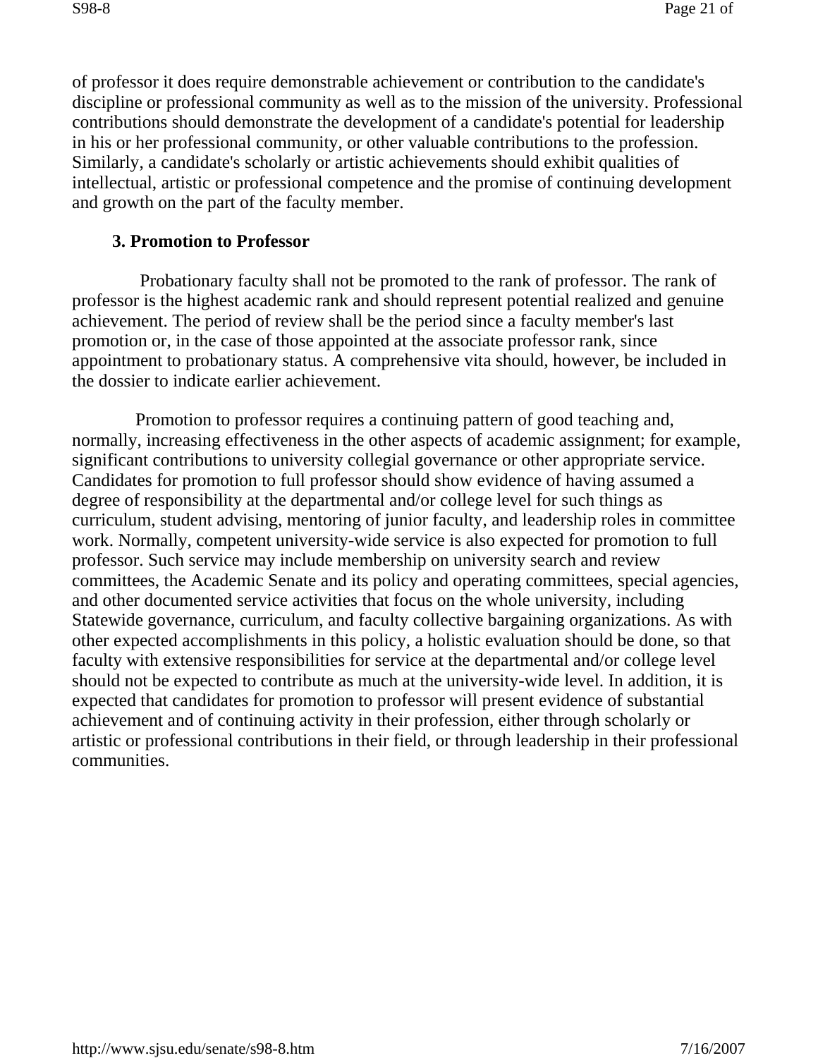of professor it does require demonstrable achievement or contribution to the candidate's discipline or professional community as well as to the mission of the university. Professional contributions should demonstrate the development of a candidate's potential for leadership in his or her professional community, or other valuable contributions to the profession. Similarly, a candidate's scholarly or artistic achievements should exhibit qualities of intellectual, artistic or professional competence and the promise of continuing development and growth on the part of the faculty member.

### 3. Promotion to Professor

Probationary faculty shall not be promoted to the rank of professor. The rank of professor is the highest academic rank and should represent potential realized and genuine achievement. The period of review shall be the period since a faculty member's last promotion or, in the case of those appointed at the associate professor rank, since appointment to probationary status. A comprehensive vita should, however, be included in the dossier to indicate earlier achievement.

Promotion to professor requires a continuing pattern of good teaching and, normally, increasing effectiveness in the other aspects of academic assignment; for example, significant contributions to university collegial governance or other appropriate service. Candidates for promotion to full professor should show evidence of having assumed a degree of responsibility at the departmental and/or college level for such things as curriculum, student advising, mentoring of junior faculty, and leadership roles in committee work. Normally, competent university-wide service is also expected for promotion to full professor. Such service may include membership on university search and review committees, the Academic Senate and its policy and operating committees, special agencies, and other documented service activities that focus on the whole university, including Statewide governance, curriculum, and faculty collective bargaining organizations. As with other expected accomplishments in this policy, a holistic evaluation should be done, so that faculty with extensive responsibilities for service at the departmental and/or college level should not be expected to contribute as much at the university-wide level. In addition, it is expected that candidates for promotion to professor will present evidence of substantial achievement and of continuing activity in their profession, either through scholarly or artistic or professional contributions in their field, or through leadership in their professional communities.